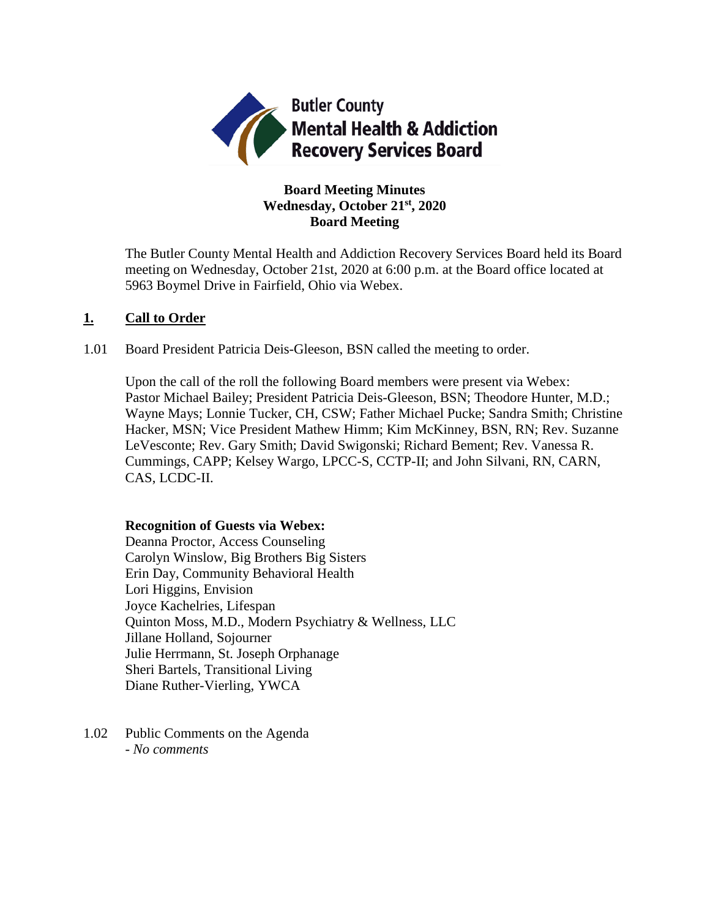Butler County
Mental Health & Addiction
Recovery Services Board

**Board Meeting Minutes**
**Wednesday, October 21st, 2020**
**Board Meeting**

The Butler County Mental Health and Addiction Recovery Services Board held its Board meeting on Wednesday, October 21st, 2020 at 6:00 p.m. at the Board office located at 5963 Boymel Drive in Fairfield, Ohio via Webex.

## 1. Call to Order

1.01 Board President Patricia Deis-Gleeson, BSN called the meeting to order.

Upon the call of the roll the following Board members were present via Webex: Pastor Michael Bailey; President Patricia Deis-Gleeson, BSN; Theodore Hunter, M.D.; Wayne Mays; Lonnie Tucker, CH, CSW; Father Michael Pucke; Sandra Smith; Christine Hacker, MSN; Vice President Mathew Himm; Kim McKinney, BSN, RN; Rev. Suzanne LeVesconte; Rev. Gary Smith; David Swigonski; Richard Bement; Rev. Vanessa R. Cummings, CAPP; Kelsey Wargo, LPCC-S, CCTP-II; and John Silvani, RN, CARN, CAS, LCDC-II.

**Recognition of Guests via Webex:**
Deanna Proctor, Access Counseling
Carolyn Winslow, Big Brothers Big Sisters
Erin Day, Community Behavioral Health
Lori Higgins, Envision
Joyce Kachelries, Lifespan
Quinton Moss, M.D., Modern Psychiatry & Wellness, LLC
Jillane Holland, Sojourner
Julie Herrmann, St. Joseph Orphanage
Sheri Bartels, Transitional Living
Diane Ruther-Vierling, YWCA

1.02 Public Comments on the Agenda
- *No comments*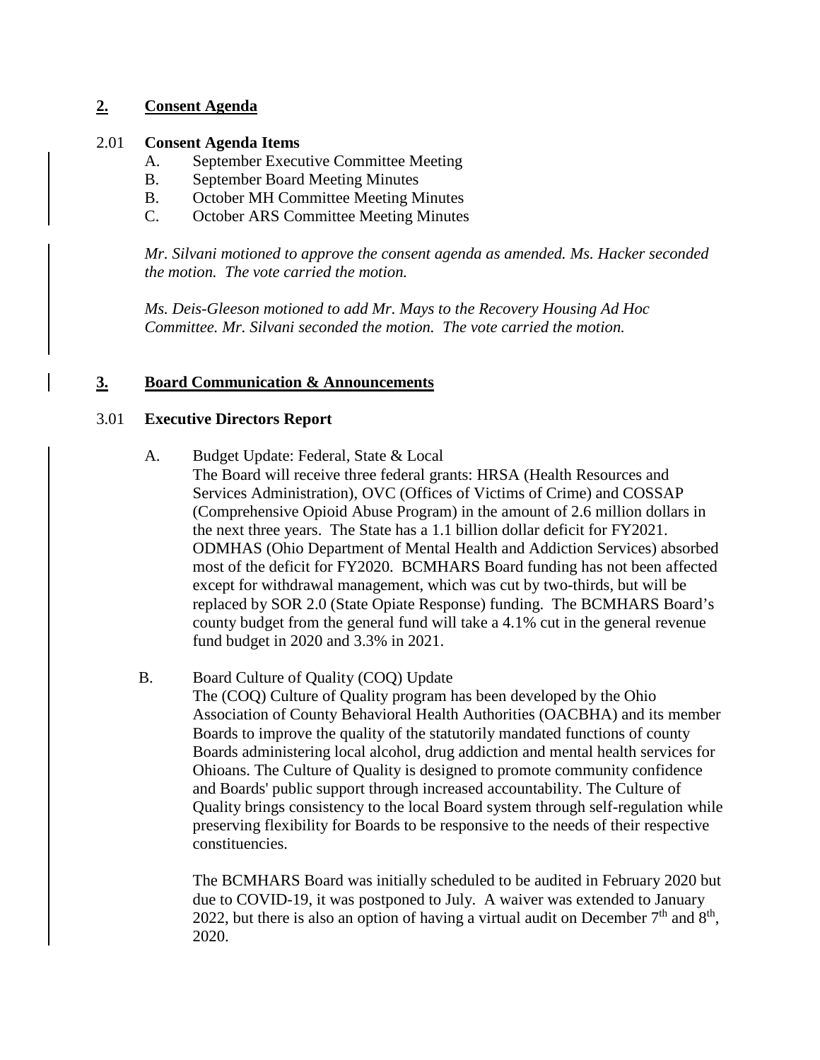## 2. Consent Agenda

2.01 **Consent Agenda Items**

A. September Executive Committee Meeting
B. September Board Meeting Minutes
B. October MH Committee Meeting Minutes
C. October ARS Committee Meeting Minutes

*Mr. Silvani motioned to approve the consent agenda as amended. Ms. Hacker seconded the motion. The vote carried the motion.*

*Ms. Deis-Gleeson motioned to add Mr. Mays to the Recovery Housing Ad Hoc Committee. Mr. Silvani seconded the motion. The vote carried the motion.*

## 3. Board Communication & Announcements

3.01 **Executive Directors Report**

A. Budget Update: Federal, State & Local

The Board will receive three federal grants: HRSA (Health Resources and Services Administration), OVC (Offices of Victims of Crime) and COSSAP (Comprehensive Opioid Abuse Program) in the amount of 2.6 million dollars in the next three years. The State has a 1.1 billion dollar deficit for FY2021. ODMHAS (Ohio Department of Mental Health and Addiction Services) absorbed most of the deficit for FY2020. BCMHARS Board funding has not been affected except for withdrawal management, which was cut by two-thirds, but will be replaced by SOR 2.0 (State Opiate Response) funding. The BCMHARS Board's county budget from the general fund will take a 4.1% cut in the general revenue fund budget in 2020 and 3.3% in 2021.

B. Board Culture of Quality (COQ) Update

The (COQ) Culture of Quality program has been developed by the Ohio Association of County Behavioral Health Authorities (OACBHA) and its member Boards to improve the quality of the statutorily mandated functions of county Boards administering local alcohol, drug addiction and mental health services for Ohioans. The Culture of Quality is designed to promote community confidence and Boards' public support through increased accountability. The Culture of Quality brings consistency to the local Board system through self-regulation while preserving flexibility for Boards to be responsive to the needs of their respective constituencies.

The BCMHARS Board was initially scheduled to be audited in February 2020 but due to COVID-19, it was postponed to July. A waiver was extended to January 2022, but there is also an option of having a virtual audit on December 7th and 8th, 2020.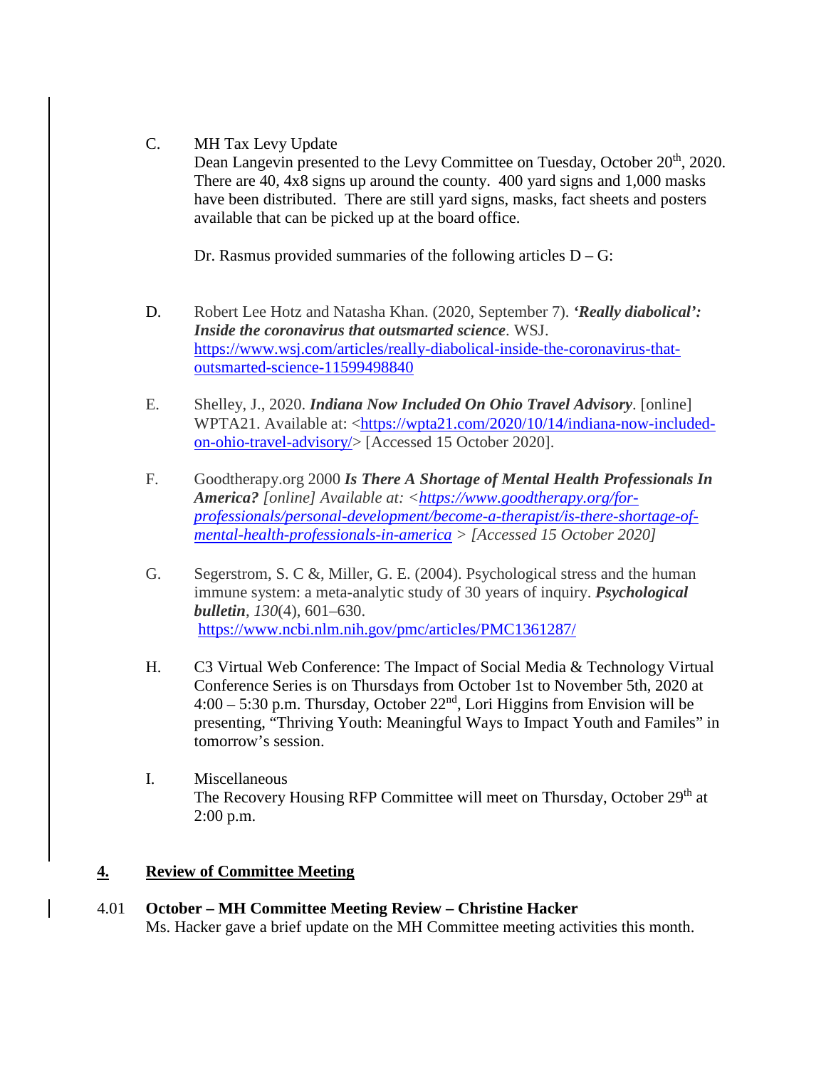C. MH Tax Levy Update

Dean Langevin presented to the Levy Committee on Tuesday, October 20th, 2020. There are 40, 4x8 signs up around the county. 400 yard signs and 1,000 masks have been distributed. There are still yard signs, masks, fact sheets and posters available that can be picked up at the board office.

Dr. Rasmus provided summaries of the following articles D – G:

D. Robert Lee Hotz and Natasha Khan. (2020, September 7). ***'Really diabolical': Inside the coronavirus that outsmarted science***. WSJ. [https://www.wsj.com/articles/really-diabolical-inside-the-coronavirus-that-outsmarted-science-11599498840](https://www.wsj.com/articles/really-diabolical-inside-the-coronavirus-that-outsmarted-science-11599498840)

E. Shelley, J., 2020. ***Indiana Now Included On Ohio Travel Advisory***. [online] WPTA21. Available at: <[https://wpta21.com/2020/10/14/indiana-now-included-on-ohio-travel-advisory/](https://wpta21.com/2020/10/14/indiana-now-included-on-ohio-travel-advisory/)> [Accessed 15 October 2020].

F. Goodtherapy.org 2000 ***Is There A Shortage of Mental Health Professionals In America?*** *[online] Available at: <[https://www.goodtherapy.org/for-professionals/personal-development/become-a-therapist/is-there-shortage-of-mental-health-professionals-in-america](https://www.goodtherapy.org/for-professionals/personal-development/become-a-therapist/is-there-shortage-of-mental-health-professionals-in-america) > [Accessed 15 October 2020]*

G. Segerstrom, S. C &, Miller, G. E. (2004). Psychological stress and the human immune system: a meta-analytic study of 30 years of inquiry. ***Psychological bulletin***, *130*(4), 601–630. [https://www.ncbi.nlm.nih.gov/pmc/articles/PMC1361287/](https://www.ncbi.nlm.nih.gov/pmc/articles/PMC1361287/)

H. C3 Virtual Web Conference: The Impact of Social Media & Technology Virtual Conference Series is on Thursdays from October 1st to November 5th, 2020 at 4:00 – 5:30 p.m. Thursday, October 22nd, Lori Higgins from Envision will be presenting, "Thriving Youth: Meaningful Ways to Impact Youth and Familes" in tomorrow's session.

I. Miscellaneous

The Recovery Housing RFP Committee will meet on Thursday, October 29th at 2:00 p.m.

## 4. Review of Committee Meeting

**4.01 October – MH Committee Meeting Review – Christine Hacker**

Ms. Hacker gave a brief update on the MH Committee meeting activities this month.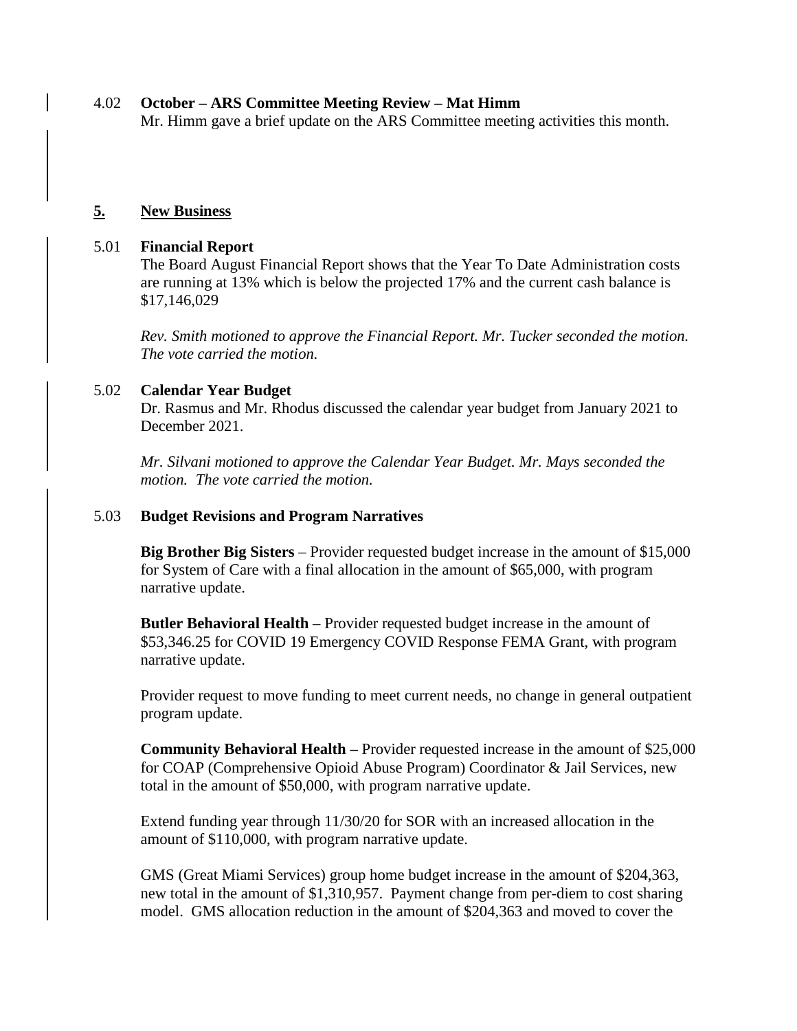4.02 **October – ARS Committee Meeting Review – Mat Himm**

Mr. Himm gave a brief update on the ARS Committee meeting activities this month.

## 5. New Business

5.01 **Financial Report**

The Board August Financial Report shows that the Year To Date Administration costs are running at 13% which is below the projected 17% and the current cash balance is $17,146,029

*Rev. Smith motioned to approve the Financial Report. Mr. Tucker seconded the motion. The vote carried the motion.*

5.02 **Calendar Year Budget**

Dr. Rasmus and Mr. Rhodus discussed the calendar year budget from January 2021 to December 2021.

*Mr. Silvani motioned to approve the Calendar Year Budget. Mr. Mays seconded the motion. The vote carried the motion.*

5.03 **Budget Revisions and Program Narratives**

**Big Brother Big Sisters** – Provider requested budget increase in the amount of $15,000 for System of Care with a final allocation in the amount of $65,000, with program narrative update.

**Butler Behavioral Health** – Provider requested budget increase in the amount of $53,346.25 for COVID 19 Emergency COVID Response FEMA Grant, with program narrative update.

Provider request to move funding to meet current needs, no change in general outpatient program update.

**Community Behavioral Health –** Provider requested increase in the amount of $25,000 for COAP (Comprehensive Opioid Abuse Program) Coordinator & Jail Services, new total in the amount of $50,000, with program narrative update.

Extend funding year through 11/30/20 for SOR with an increased allocation in the amount of $110,000, with program narrative update.

GMS (Great Miami Services) group home budget increase in the amount of $204,363, new total in the amount of $1,310,957. Payment change from per-diem to cost sharing model. GMS allocation reduction in the amount of $204,363 and moved to cover the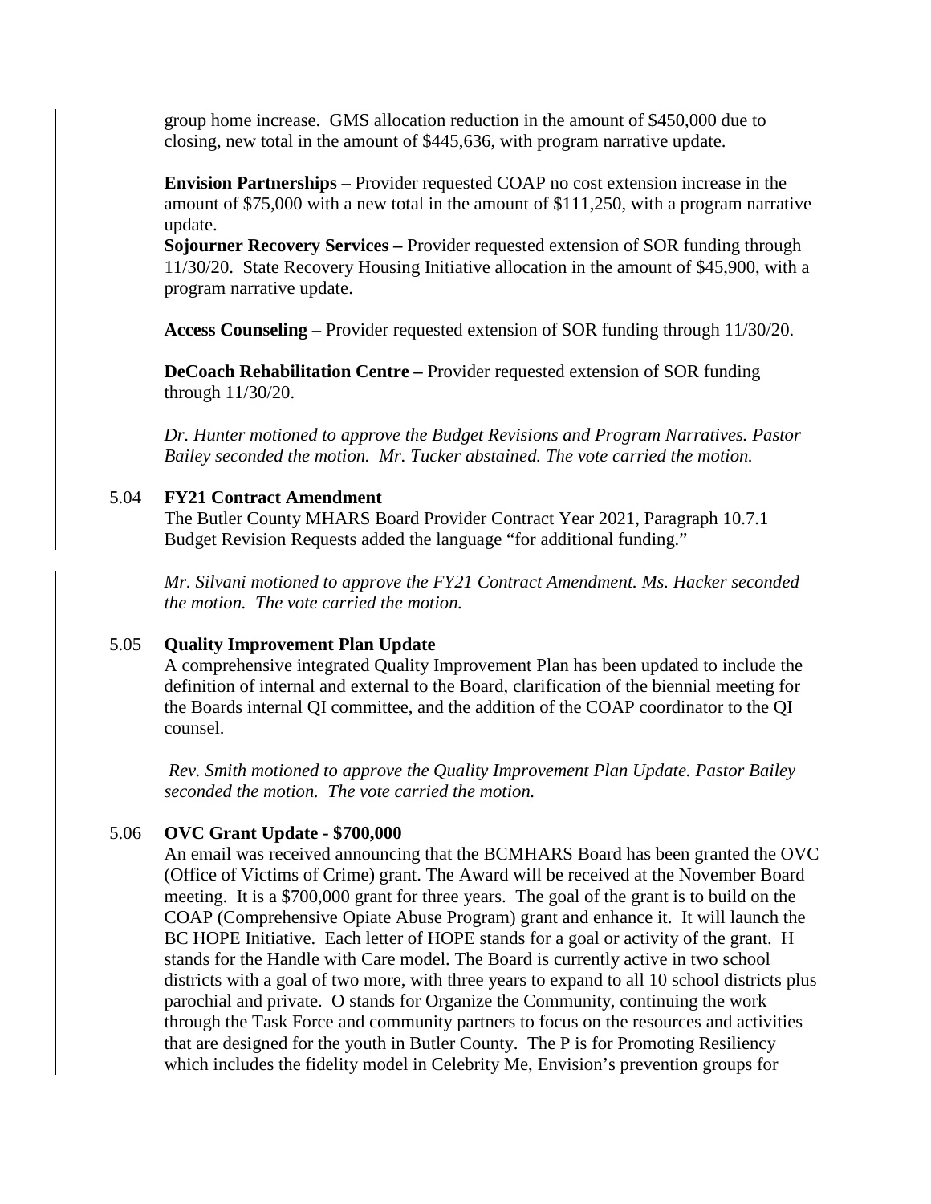group home increase. GMS allocation reduction in the amount of $450,000 due to closing, new total in the amount of $445,636, with program narrative update.

**Envision Partnerships** – Provider requested COAP no cost extension increase in the amount of $75,000 with a new total in the amount of $111,250, with a program narrative update.

**Sojourner Recovery Services –** Provider requested extension of SOR funding through 11/30/20. State Recovery Housing Initiative allocation in the amount of $45,900, with a program narrative update.

**Access Counseling** – Provider requested extension of SOR funding through 11/30/20.

**DeCoach Rehabilitation Centre –** Provider requested extension of SOR funding through 11/30/20.

*Dr. Hunter motioned to approve the Budget Revisions and Program Narratives. Pastor Bailey seconded the motion. Mr. Tucker abstained. The vote carried the motion.*

5.04 **FY21 Contract Amendment**

The Butler County MHARS Board Provider Contract Year 2021, Paragraph 10.7.1 Budget Revision Requests added the language "for additional funding."

*Mr. Silvani motioned to approve the FY21 Contract Amendment. Ms. Hacker seconded the motion. The vote carried the motion.*

5.05 **Quality Improvement Plan Update**

A comprehensive integrated Quality Improvement Plan has been updated to include the definition of internal and external to the Board, clarification of the biennial meeting for the Boards internal QI committee, and the addition of the COAP coordinator to the QI counsel.

*Rev. Smith motioned to approve the Quality Improvement Plan Update. Pastor Bailey seconded the motion. The vote carried the motion.*

5.06 **OVC Grant Update - $700,000**

An email was received announcing that the BCMHARS Board has been granted the OVC (Office of Victims of Crime) grant. The Award will be received at the November Board meeting. It is a $700,000 grant for three years. The goal of the grant is to build on the COAP (Comprehensive Opiate Abuse Program) grant and enhance it. It will launch the BC HOPE Initiative. Each letter of HOPE stands for a goal or activity of the grant. H stands for the Handle with Care model. The Board is currently active in two school districts with a goal of two more, with three years to expand to all 10 school districts plus parochial and private. O stands for Organize the Community, continuing the work through the Task Force and community partners to focus on the resources and activities that are designed for the youth in Butler County. The P is for Promoting Resiliency which includes the fidelity model in Celebrity Me, Envision's prevention groups for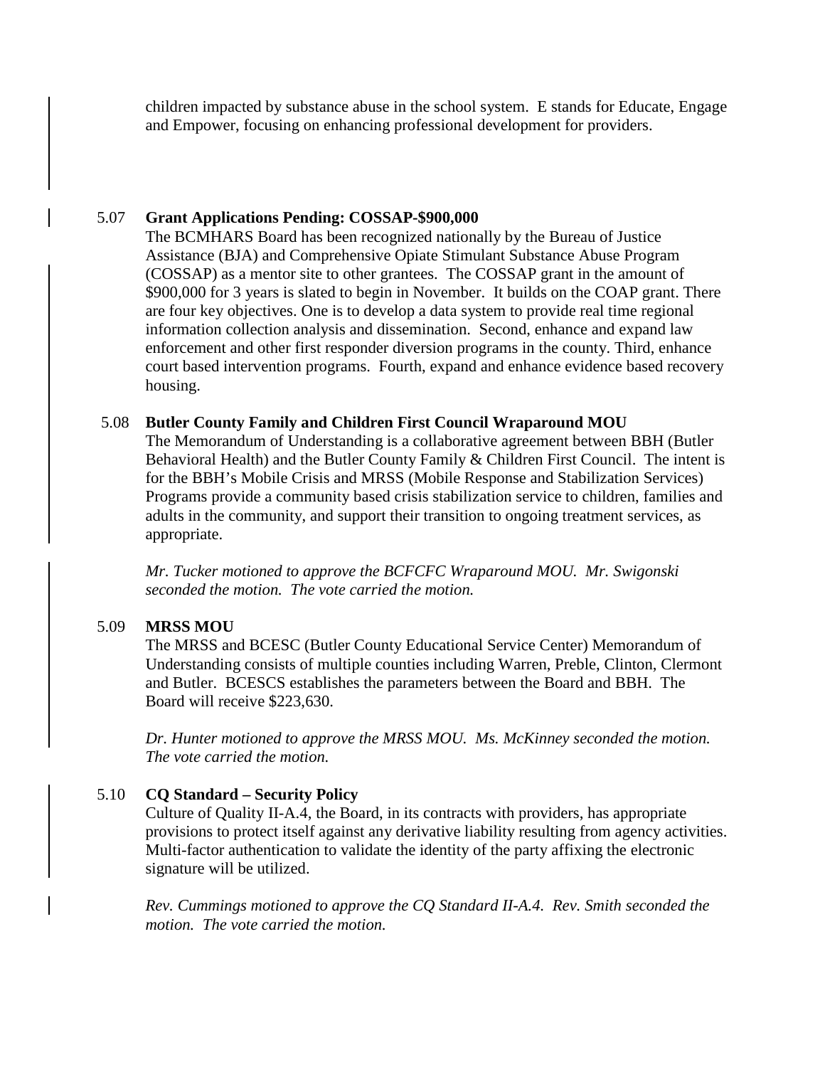children impacted by substance abuse in the school system. E stands for Educate, Engage and Empower, focusing on enhancing professional development for providers.

5.07 **Grant Applications Pending: COSSAP-$900,000**

The BCMHARS Board has been recognized nationally by the Bureau of Justice Assistance (BJA) and Comprehensive Opiate Stimulant Substance Abuse Program (COSSAP) as a mentor site to other grantees. The COSSAP grant in the amount of $900,000 for 3 years is slated to begin in November. It builds on the COAP grant. There are four key objectives. One is to develop a data system to provide real time regional information collection analysis and dissemination. Second, enhance and expand law enforcement and other first responder diversion programs in the county. Third, enhance court based intervention programs. Fourth, expand and enhance evidence based recovery housing.

5.08 **Butler County Family and Children First Council Wraparound MOU**

The Memorandum of Understanding is a collaborative agreement between BBH (Butler Behavioral Health) and the Butler County Family & Children First Council. The intent is for the BBH's Mobile Crisis and MRSS (Mobile Response and Stabilization Services) Programs provide a community based crisis stabilization service to children, families and adults in the community, and support their transition to ongoing treatment services, as appropriate.

*Mr. Tucker motioned to approve the BCFCFC Wraparound MOU. Mr. Swigonski seconded the motion. The vote carried the motion.*

5.09 **MRSS MOU**

The MRSS and BCESC (Butler County Educational Service Center) Memorandum of Understanding consists of multiple counties including Warren, Preble, Clinton, Clermont and Butler. BCESCS establishes the parameters between the Board and BBH. The Board will receive $223,630.

*Dr. Hunter motioned to approve the MRSS MOU. Ms. McKinney seconded the motion. The vote carried the motion.*

5.10 **CQ Standard – Security Policy**

Culture of Quality II-A.4, the Board, in its contracts with providers, has appropriate provisions to protect itself against any derivative liability resulting from agency activities. Multi-factor authentication to validate the identity of the party affixing the electronic signature will be utilized.

*Rev. Cummings motioned to approve the CQ Standard II-A.4. Rev. Smith seconded the motion. The vote carried the motion.*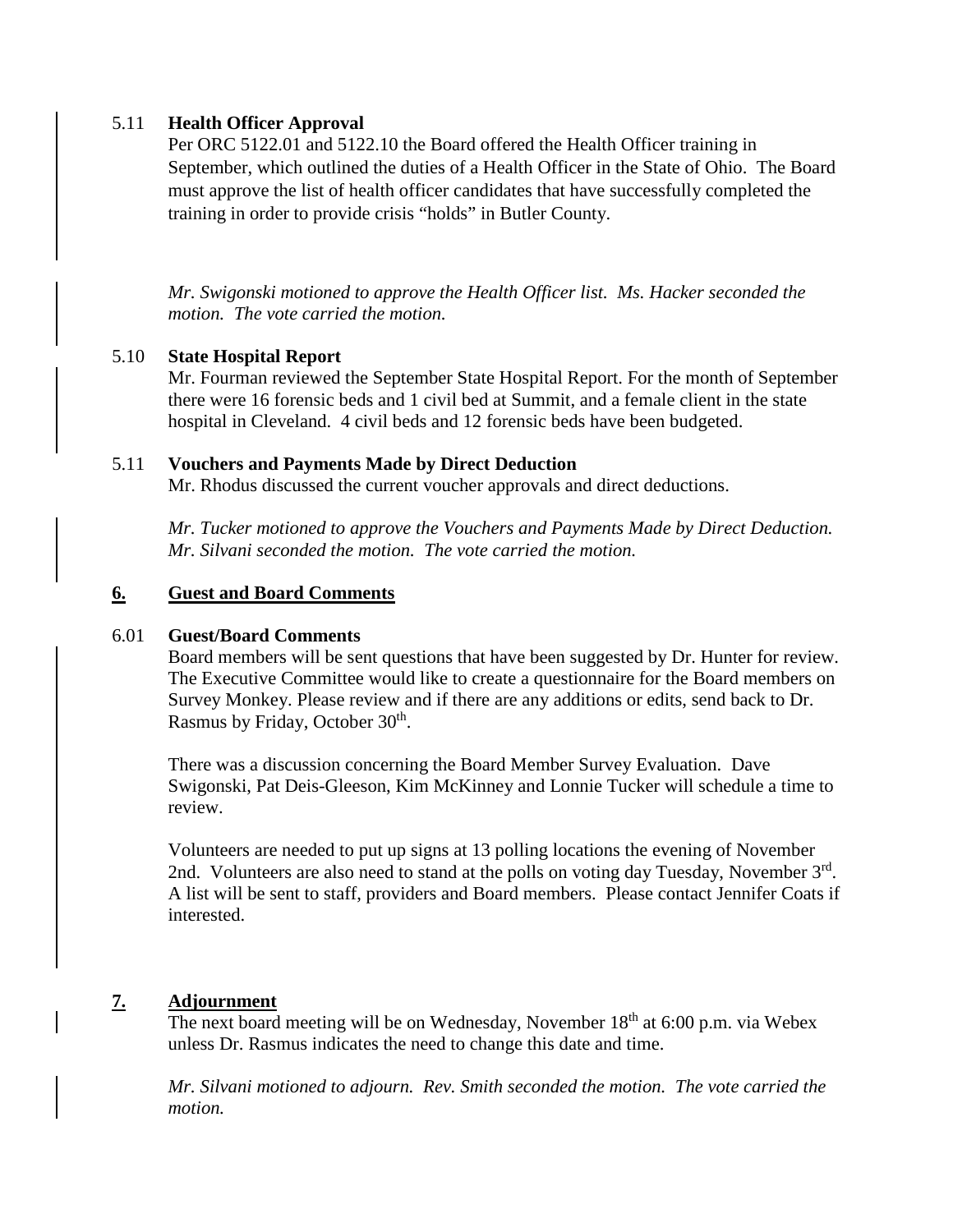5.11 **Health Officer Approval**

Per ORC 5122.01 and 5122.10 the Board offered the Health Officer training in September, which outlined the duties of a Health Officer in the State of Ohio. The Board must approve the list of health officer candidates that have successfully completed the training in order to provide crisis "holds" in Butler County.

*Mr. Swigonski motioned to approve the Health Officer list. Ms. Hacker seconded the motion. The vote carried the motion.*

5.10 **State Hospital Report**

Mr. Fourman reviewed the September State Hospital Report. For the month of September there were 16 forensic beds and 1 civil bed at Summit, and a female client in the state hospital in Cleveland. 4 civil beds and 12 forensic beds have been budgeted.

5.11 **Vouchers and Payments Made by Direct Deduction**

Mr. Rhodus discussed the current voucher approvals and direct deductions.

*Mr. Tucker motioned to approve the Vouchers and Payments Made by Direct Deduction. Mr. Silvani seconded the motion. The vote carried the motion.*

## **6. Guest and Board Comments**

6.01 **Guest/Board Comments**

Board members will be sent questions that have been suggested by Dr. Hunter for review. The Executive Committee would like to create a questionnaire for the Board members on Survey Monkey. Please review and if there are any additions or edits, send back to Dr. Rasmus by Friday, October 30th.

There was a discussion concerning the Board Member Survey Evaluation. Dave Swigonski, Pat Deis-Gleeson, Kim McKinney and Lonnie Tucker will schedule a time to review.

Volunteers are needed to put up signs at 13 polling locations the evening of November 2nd. Volunteers are also need to stand at the polls on voting day Tuesday, November 3rd. A list will be sent to staff, providers and Board members. Please contact Jennifer Coats if interested.

## **7. Adjournment**

The next board meeting will be on Wednesday, November 18th at 6:00 p.m. via Webex unless Dr. Rasmus indicates the need to change this date and time.

*Mr. Silvani motioned to adjourn. Rev. Smith seconded the motion. The vote carried the motion.*